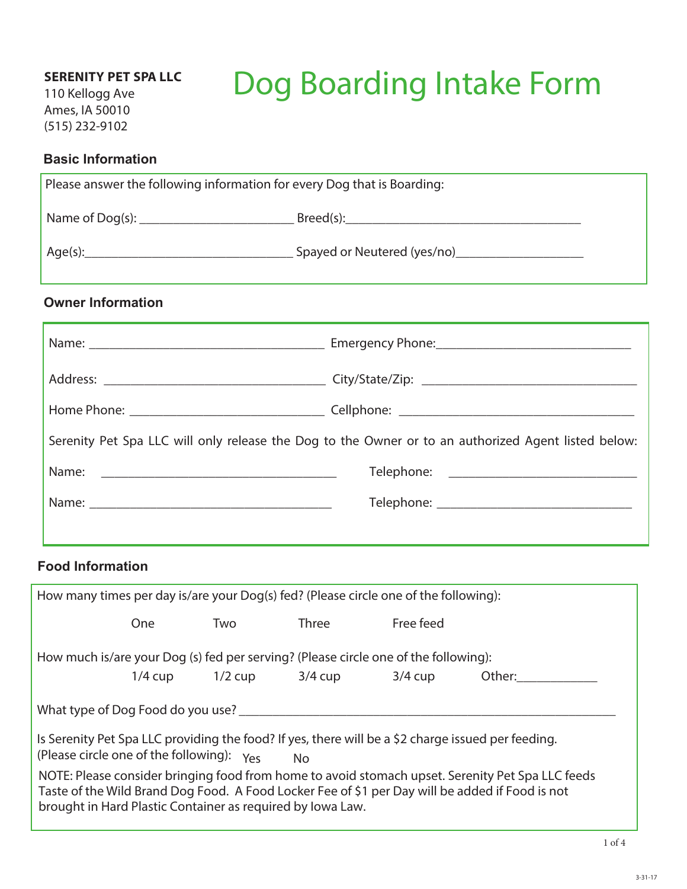**SERENITY PET SPA LLC**
110 Kellogg Ave
Ames, IA 50010
(515) 232-9102

# Dog Boarding Intake Form

## Basic Information

Please answer the following information for every Dog that is Boarding:

Name of Dog(s): ______________________ Breed(s):__________________________________

Age(s):______________________________ Spayed or Neutered (yes/no)__________________

## Owner Information

Name: __________________________________ Emergency Phone:____________________________

Address: ________________________________ City/State/Zip: ______________________________

Home Phone: ____________________________ Cellphone: __________________________________

Serenity Pet Spa LLC will only release the Dog to the Owner or to an authorized Agent listed below:

Name: __________________________________ Telephone: ___________________________

Name: __________________________________ Telephone: ___________________________

## Food Information

How many times per day is/are your Dog(s) fed? (Please circle one of the following):

One Two Three Free feed

How much is/are your Dog (s) fed per serving? (Please circle one of the following):

1/4 cup 1/2 cup 3/4 cup 3/4 cup Other:____________

What type of Dog Food do you use? ___________________________________________________________

Is Serenity Pet Spa LLC providing the food? If yes, there will be a $2 charge issued per feeding.
(Please circle one of the following): Yes No

NOTE: Please consider bringing food from home to avoid stomach upset. Serenity Pet Spa LLC feeds Taste of the Wild Brand Dog Food. A Food Locker Fee of $1 per Day will be added if Food is not brought in Hard Plastic Container as required by Iowa Law.

3-31-17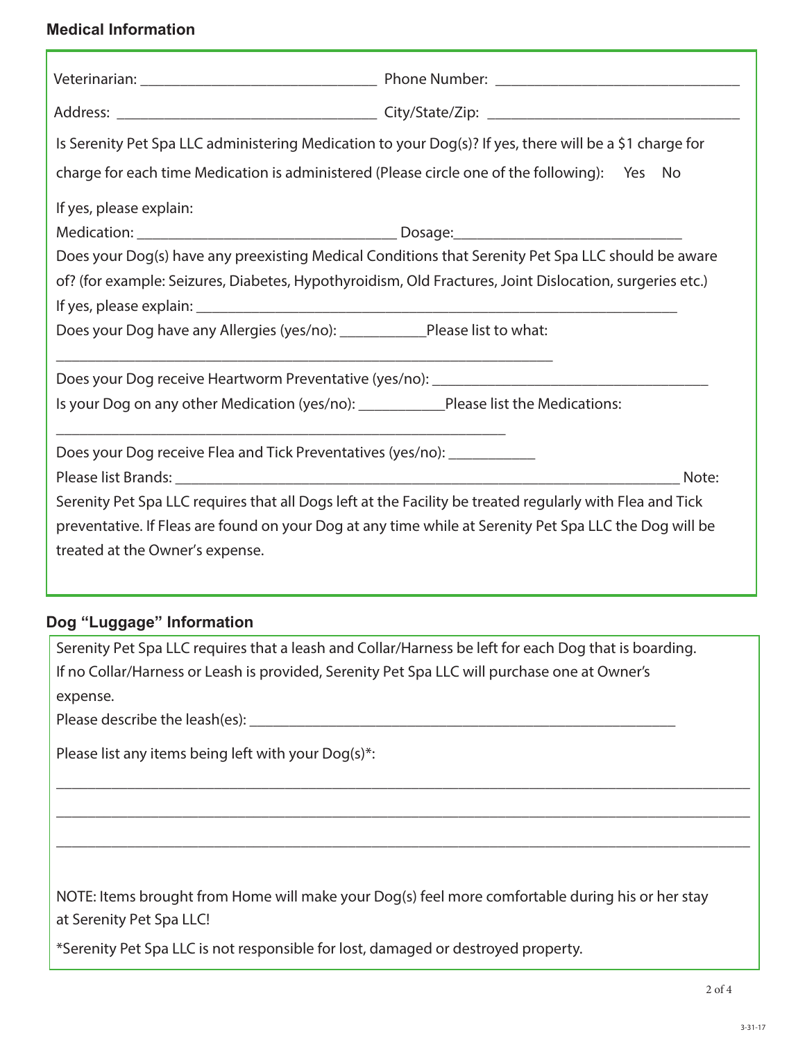## Medical Information

Veterinarian: ______________________________ Phone Number: ______________________________

Address: ______________________________ City/State/Zip: ______________________________

Is Serenity Pet Spa LLC administering Medication to your Dog(s)? If yes, there will be a $1 charge for charge for each time Medication is administered (Please circle one of the following): Yes No

If yes, please explain:

Medication: ______________________________ Dosage: ______________________________

Does your Dog(s) have any preexisting Medical Conditions that Serenity Pet Spa LLC should be aware of? (for example: Seizures, Diabetes, Hypothyroidism, Old Fractures, Joint Dislocation, surgeries etc.)

If yes, please explain: ____________________________________________________________

Does your Dog have any Allergies (yes/no): ___________ Please list to what:

____________________________________________________________

Does your Dog receive Heartworm Preventative (yes/no): ______________________________

Is your Dog on any other Medication (yes/no): ___________ Please list the Medications:

____________________________________________________________

Does your Dog receive Flea and Tick Preventatives (yes/no): ___________

Please list Brands: ____________________________________________________________ Note:

Serenity Pet Spa LLC requires that all Dogs left at the Facility be treated regularly with Flea and Tick preventative. If Fleas are found on your Dog at any time while at Serenity Pet Spa LLC the Dog will be treated at the Owner's expense.

## Dog "Luggage" Information

Serenity Pet Spa LLC requires that a leash and Collar/Harness be left for each Dog that is boarding. If no Collar/Harness or Leash is provided, Serenity Pet Spa LLC will purchase one at Owner's expense.

Please describe the leash(es): ____________________________________________________________

Please list any items being left with your Dog(s)*:

______________________________________________________________________________

______________________________________________________________________________

______________________________________________________________________________

NOTE: Items brought from Home will make your Dog(s) feel more comfortable during his or her stay at Serenity Pet Spa LLC!

*Serenity Pet Spa LLC is not responsible for lost, damaged or destroyed property.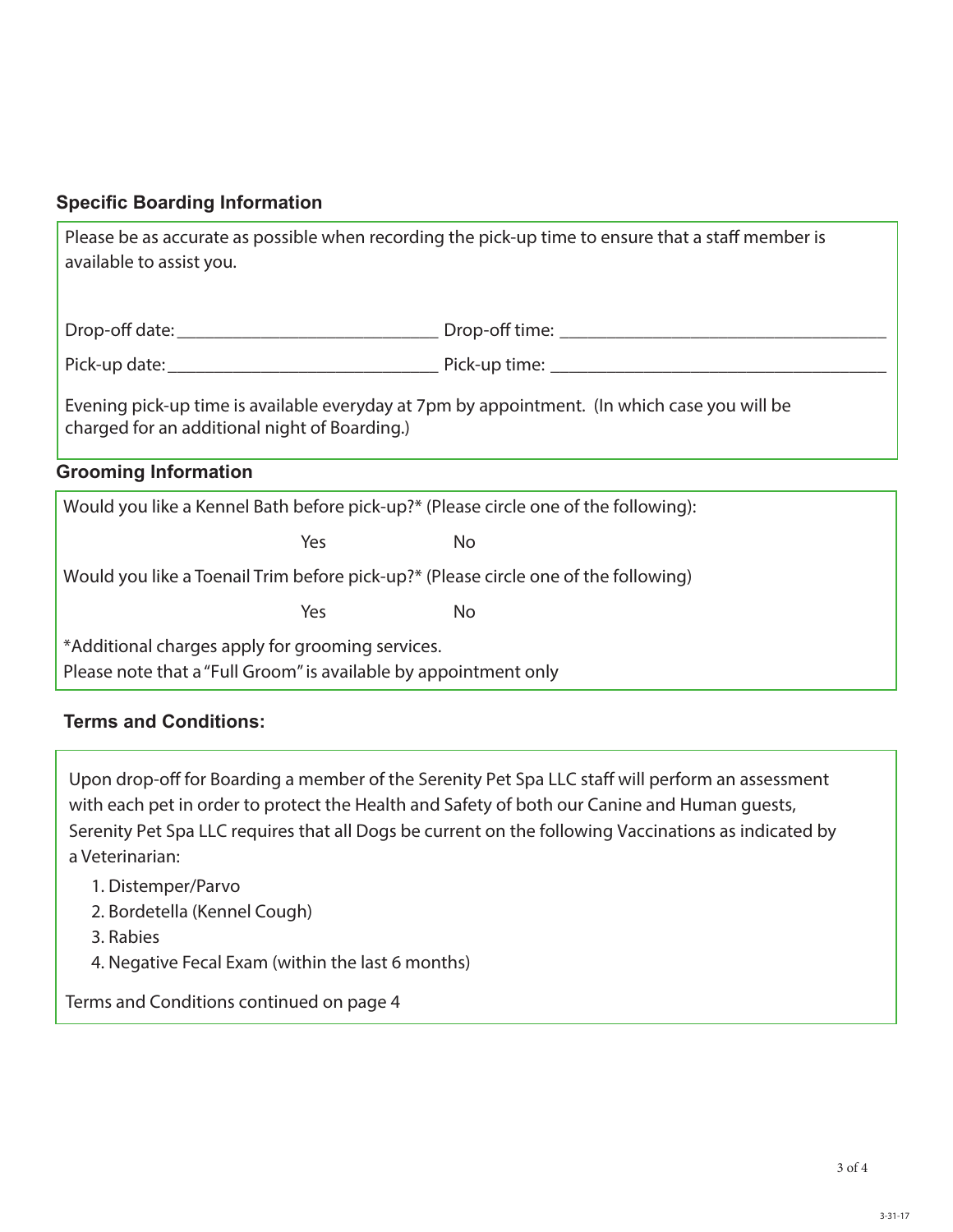## Specific Boarding Information

Please be as accurate as possible when recording the pick-up time to ensure that a staff member is available to assist you.

Drop-off date: ____________________________ Drop-off time: ___________________________________

Pick-up date: _____________________________ Pick-up time: ____________________________________

Evening pick-up time is available everyday at 7pm by appointment. (In which case you will be charged for an additional night of Boarding.)

## Grooming Information

Would you like a Kennel Bath before pick-up?* (Please circle one of the following):

Yes No

Would you like a Toenail Trim before pick-up?* (Please circle one of the following)

Yes No

*Additional charges apply for grooming services.
Please note that a "Full Groom" is available by appointment only

## Terms and Conditions:

Upon drop-off for Boarding a member of the Serenity Pet Spa LLC staff will perform an assessment with each pet in order to protect the Health and Safety of both our Canine and Human guests, Serenity Pet Spa LLC requires that all Dogs be current on the following Vaccinations as indicated by a Veterinarian:

1. Distemper/Parvo
2. Bordetella (Kennel Cough)
3. Rabies
4. Negative Fecal Exam (within the last 6 months)

Terms and Conditions continued on page 4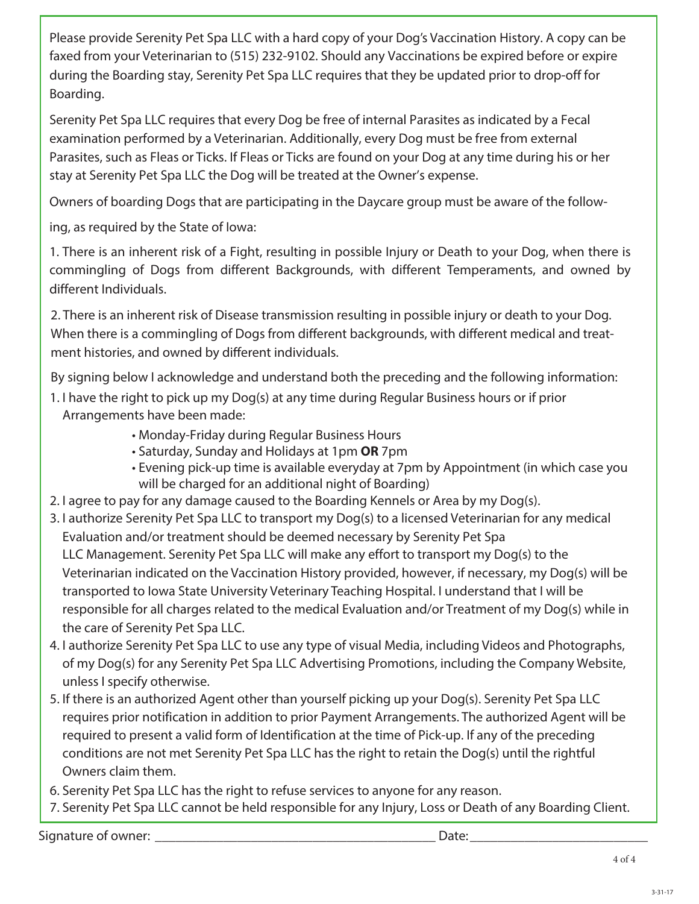Please provide Serenity Pet Spa LLC with a hard copy of your Dog's Vaccination History. A copy can be faxed from your Veterinarian to (515) 232-9102. Should any Vaccinations be expired before or expire during the Boarding stay, Serenity Pet Spa LLC requires that they be updated prior to drop-off for Boarding.

Serenity Pet Spa LLC requires that every Dog be free of internal Parasites as indicated by a Fecal examination performed by a Veterinarian. Additionally, every Dog must be free from external Parasites, such as Fleas or Ticks. If Fleas or Ticks are found on your Dog at any time during his or her stay at Serenity Pet Spa LLC the Dog will be treated at the Owner's expense.

Owners of boarding Dogs that are participating in the Daycare group must be aware of the following, as required by the State of Iowa:

1. There is an inherent risk of a Fight, resulting in possible Injury or Death to your Dog, when there is commingling of Dogs from different Backgrounds, with different Temperaments, and owned by different Individuals.

2. There is an inherent risk of Disease transmission resulting in possible injury or death to your Dog. When there is a commingling of Dogs from different backgrounds, with different medical and treatment histories, and owned by different individuals.

By signing below I acknowledge and understand both the preceding and the following information:

1. I have the right to pick up my Dog(s) at any time during Regular Business hours or if prior Arrangements have been made:
   - Monday-Friday during Regular Business Hours
   - Saturday, Sunday and Holidays at 1pm **OR** 7pm
   - Evening pick-up time is available everyday at 7pm by Appointment (in which case you will be charged for an additional night of Boarding)
2. I agree to pay for any damage caused to the Boarding Kennels or Area by my Dog(s).
3. I authorize Serenity Pet Spa LLC to transport my Dog(s) to a licensed Veterinarian for any medical Evaluation and/or treatment should be deemed necessary by Serenity Pet Spa LLC Management. Serenity Pet Spa LLC will make any effort to transport my Dog(s) to the Veterinarian indicated on the Vaccination History provided, however, if necessary, my Dog(s) will be transported to Iowa State University Veterinary Teaching Hospital. I understand that I will be responsible for all charges related to the medical Evaluation and/or Treatment of my Dog(s) while in the care of Serenity Pet Spa LLC.
4. I authorize Serenity Pet Spa LLC to use any type of visual Media, including Videos and Photographs, of my Dog(s) for any Serenity Pet Spa LLC Advertising Promotions, including the Company Website, unless I specify otherwise.
5. If there is an authorized Agent other than yourself picking up your Dog(s). Serenity Pet Spa LLC requires prior notification in addition to prior Payment Arrangements. The authorized Agent will be required to present a valid form of Identification at the time of Pick-up. If any of the preceding conditions are not met Serenity Pet Spa LLC has the right to retain the Dog(s) until the rightful Owners claim them.
6. Serenity Pet Spa LLC has the right to refuse services to anyone for any reason.
7. Serenity Pet Spa LLC cannot be held responsible for any Injury, Loss or Death of any Boarding Client.

Signature of owner: ______________________________ Date: ____________________

3-31-17